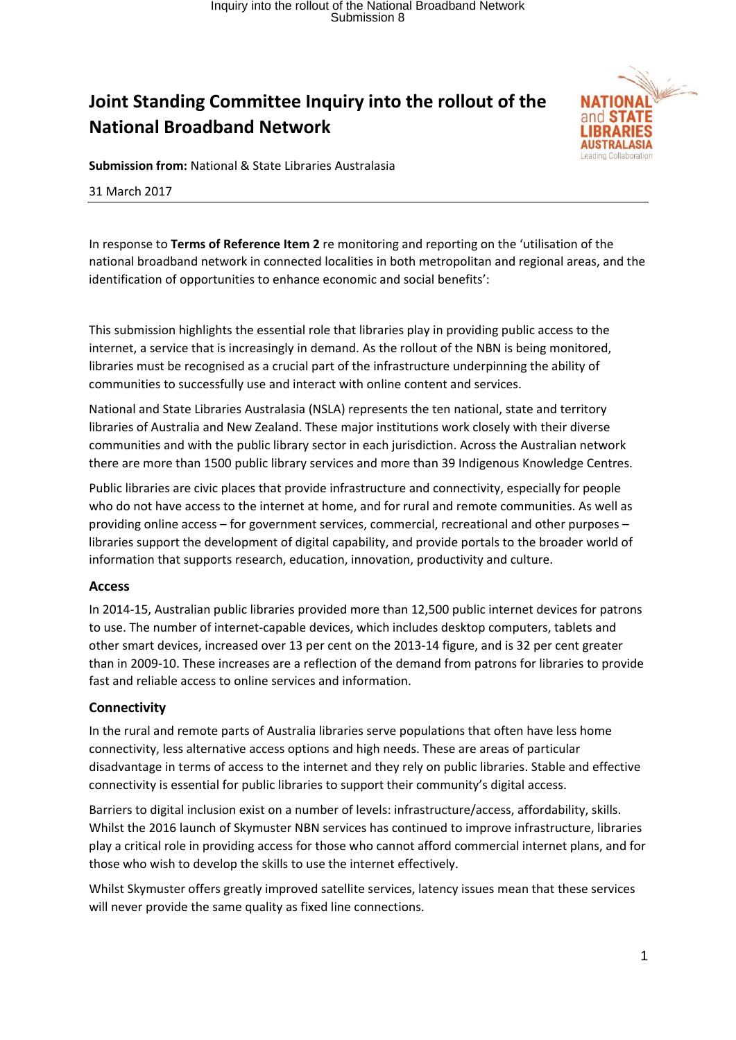# Joint Standing Committee Inquiry into the rollout of the National Broadband Network

**Submission from:** National & State Libraries Australasia

31 March 2017

In response to **Terms of Reference Item 2** re monitoring and reporting on the 'utilisation of the national broadband network in connected localities in both metropolitan and regional areas, and the identification of opportunities to enhance economic and social benefits':

This submission highlights the essential role that libraries play in providing public access to the internet, a service that is increasingly in demand. As the rollout of the NBN is being monitored, libraries must be recognised as a crucial part of the infrastructure underpinning the ability of communities to successfully use and interact with online content and services.

National and State Libraries Australasia (NSLA) represents the ten national, state and territory libraries of Australia and New Zealand. These major institutions work closely with their diverse communities and with the public library sector in each jurisdiction. Across the Australian network there are more than 1500 public library services and more than 39 Indigenous Knowledge Centres.

Public libraries are civic places that provide infrastructure and connectivity, especially for people who do not have access to the internet at home, and for rural and remote communities. As well as providing online access – for government services, commercial, recreational and other purposes – libraries support the development of digital capability, and provide portals to the broader world of information that supports research, education, innovation, productivity and culture.

### Access

In 2014-15, Australian public libraries provided more than 12,500 public internet devices for patrons to use. The number of internet-capable devices, which includes desktop computers, tablets and other smart devices, increased over 13 per cent on the 2013-14 figure, and is 32 per cent greater than in 2009-10. These increases are a reflection of the demand from patrons for libraries to provide fast and reliable access to online services and information.

### Connectivity

In the rural and remote parts of Australia libraries serve populations that often have less home connectivity, less alternative access options and high needs. These are areas of particular disadvantage in terms of access to the internet and they rely on public libraries. Stable and effective connectivity is essential for public libraries to support their community's digital access.

Barriers to digital inclusion exist on a number of levels: infrastructure/access, affordability, skills. Whilst the 2016 launch of Skymuster NBN services has continued to improve infrastructure, libraries play a critical role in providing access for those who cannot afford commercial internet plans, and for those who wish to develop the skills to use the internet effectively.

Whilst Skymuster offers greatly improved satellite services, latency issues mean that these services will never provide the same quality as fixed line connections.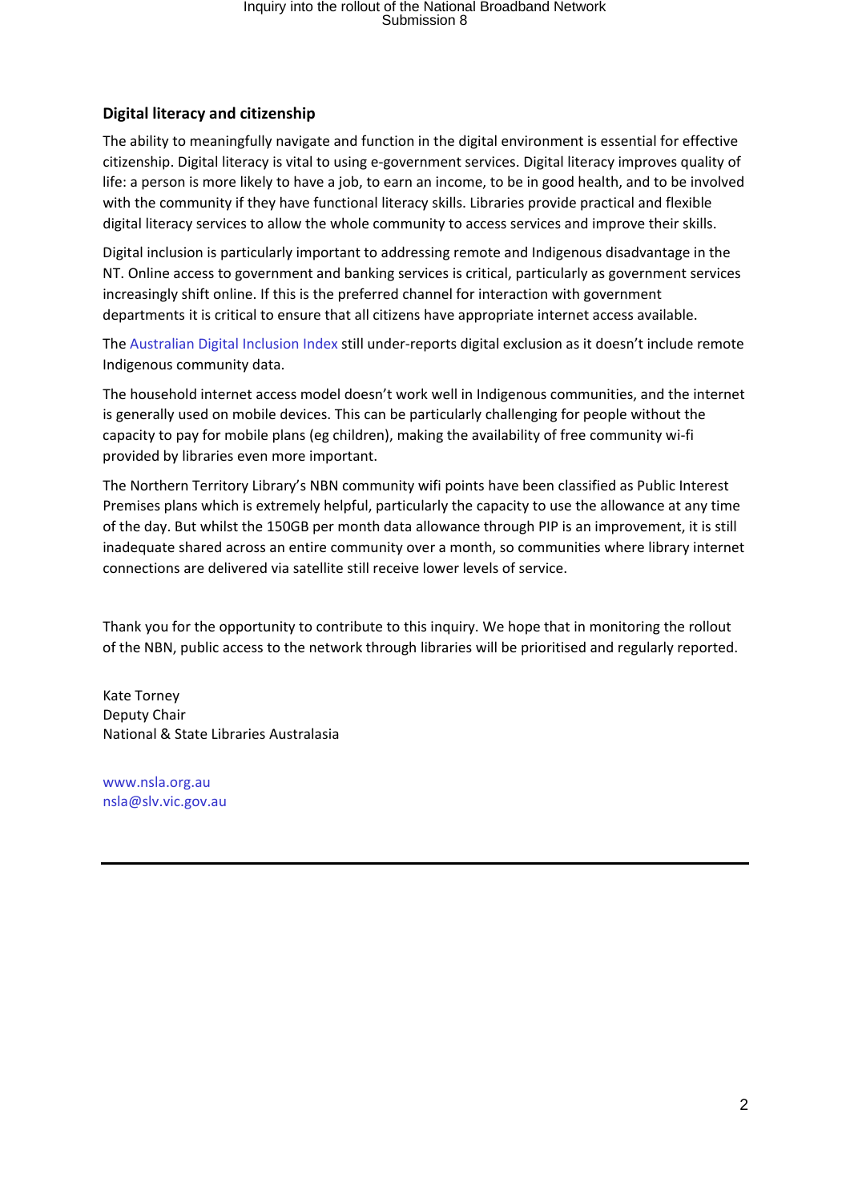## Digital literacy and citizenship

The ability to meaningfully navigate and function in the digital environment is essential for effective citizenship. Digital literacy is vital to using e-government services. Digital literacy improves quality of life: a person is more likely to have a job, to earn an income, to be in good health, and to be involved with the community if they have functional literacy skills. Libraries provide practical and flexible digital literacy services to allow the whole community to access services and improve their skills.

Digital inclusion is particularly important to addressing remote and Indigenous disadvantage in the NT. Online access to government and banking services is critical, particularly as government services increasingly shift online. If this is the preferred channel for interaction with government departments it is critical to ensure that all citizens have appropriate internet access available.

The Australian Digital Inclusion Index still under-reports digital exclusion as it doesn't include remote Indigenous community data.

The household internet access model doesn't work well in Indigenous communities, and the internet is generally used on mobile devices. This can be particularly challenging for people without the capacity to pay for mobile plans (eg children), making the availability of free community wi-fi provided by libraries even more important.

The Northern Territory Library's NBN community wifi points have been classified as Public Interest Premises plans which is extremely helpful, particularly the capacity to use the allowance at any time of the day. But whilst the 150GB per month data allowance through PIP is an improvement, it is still inadequate shared across an entire community over a month, so communities where library internet connections are delivered via satellite still receive lower levels of service.

Thank you for the opportunity to contribute to this inquiry. We hope that in monitoring the rollout of the NBN, public access to the network through libraries will be prioritised and regularly reported.

Kate Torney
Deputy Chair
National & State Libraries Australasia

www.nsla.org.au
nsla@slv.vic.gov.au

---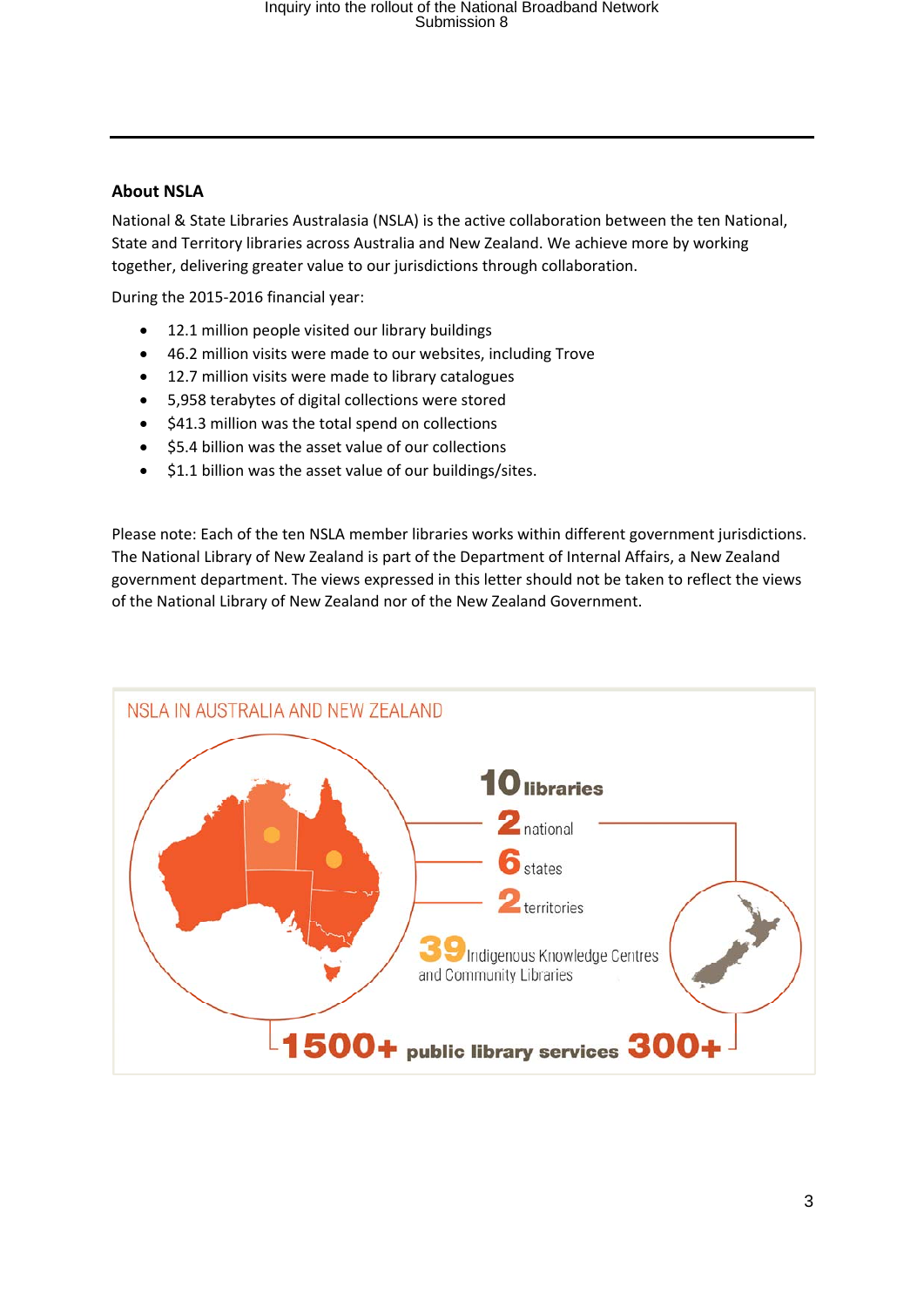## About NSLA

National & State Libraries Australasia (NSLA) is the active collaboration between the ten National, State and Territory libraries across Australia and New Zealand. We achieve more by working together, delivering greater value to our jurisdictions through collaboration.

During the 2015-2016 financial year:

- 12.1 million people visited our library buildings
- 46.2 million visits were made to our websites, including Trove
- 12.7 million visits were made to library catalogues
- 5,958 terabytes of digital collections were stored
- $41.3 million was the total spend on collections
- $5.4 billion was the asset value of our collections
- $1.1 billion was the asset value of our buildings/sites.

Please note: Each of the ten NSLA member libraries works within different government jurisdictions. The National Library of New Zealand is part of the Department of Internal Affairs, a New Zealand government department. The views expressed in this letter should not be taken to reflect the views of the National Library of New Zealand nor of the New Zealand Government.

NSLA IN AUSTRALIA AND NEW ZEALAND

10 libraries

2 national

6 states

2 territories

39 Indigenous Knowledge Centres and Community Libraries

1500+ public library services 300+